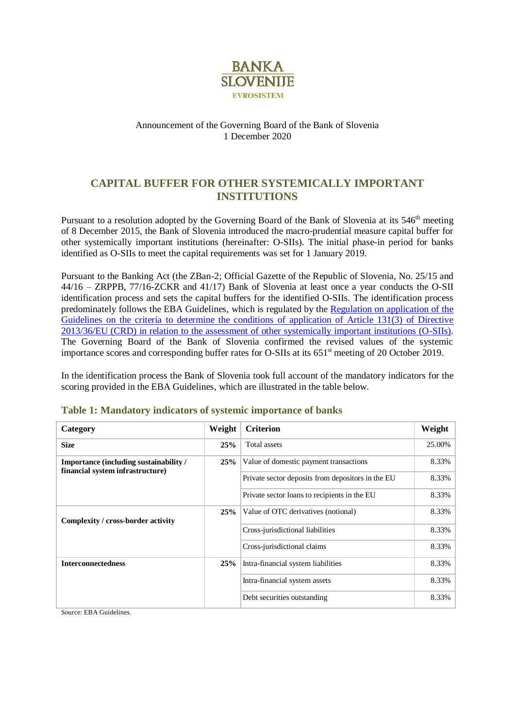BANKA SLOVENIJE

EVROSISTEM

Announcement of the Governing Board of the Bank of Slovenia
1 December 2020

# CAPITAL BUFFER FOR OTHER SYSTEMICALLY IMPORTANT INSTITUTIONS

Pursuant to a resolution adopted by the Governing Board of the Bank of Slovenia at its 546th meeting of 8 December 2015, the Bank of Slovenia introduced the macro-prudential measure capital buffer for other systemically important institutions (hereinafter: O-SIIs). The initial phase-in period for banks identified as O-SIIs to meet the capital requirements was set for 1 January 2019.

Pursuant to the Banking Act (the ZBan-2; Official Gazette of the Republic of Slovenia, No. 25/15 and 44/16 – ZRPPB, 77/16-ZCKR and 41/17) Bank of Slovenia at least once a year conducts the O-SII identification process and sets the capital buffers for the identified O-SIIs. The identification process predominately follows the EBA Guidelines, which is regulated by the [Regulation on application of the Guidelines on the criteria to determine the conditions of application of Article 131(3) of Directive 2013/36/EU (CRD) in relation to the assessment of other systemically important institutions (O-SIIs)]. The Governing Board of the Bank of Slovenia confirmed the revised values of the systemic importance scores and corresponding buffer rates for O-SIIs at its 651st meeting of 20 October 2019.

In the identification process the Bank of Slovenia took full account of the mandatory indicators for the scoring provided in the EBA Guidelines, which are illustrated in the table below.

### Table 1: Mandatory indicators of systemic importance of banks

| Category | Weight | Criterion | Weight |
|---|---|---|---|
| **Size** | **25%** | Total assets | 25.00% |
| **Importance (including sustainability / financial system infrastructure)** | **25%** | Value of domestic payment transactions | 8.33% |
| | | Private sector deposits from depositors in the EU | 8.33% |
| | | Private sector loans to recipients in the EU | 8.33% |
| **Complexity / cross-border activity** | **25%** | Value of OTC derivatives (notional) | 8.33% |
| | | Cross-jurisdictional liabilities | 8.33% |
| | | Cross-jurisdictional claims | 8.33% |
| **Interconnectedness** | **25%** | Intra-financial system liabilities | 8.33% |
| | | Intra-financial system assets | 8.33% |
| | | Debt securities outstanding | 8.33% |

Source: EBA Guidelines.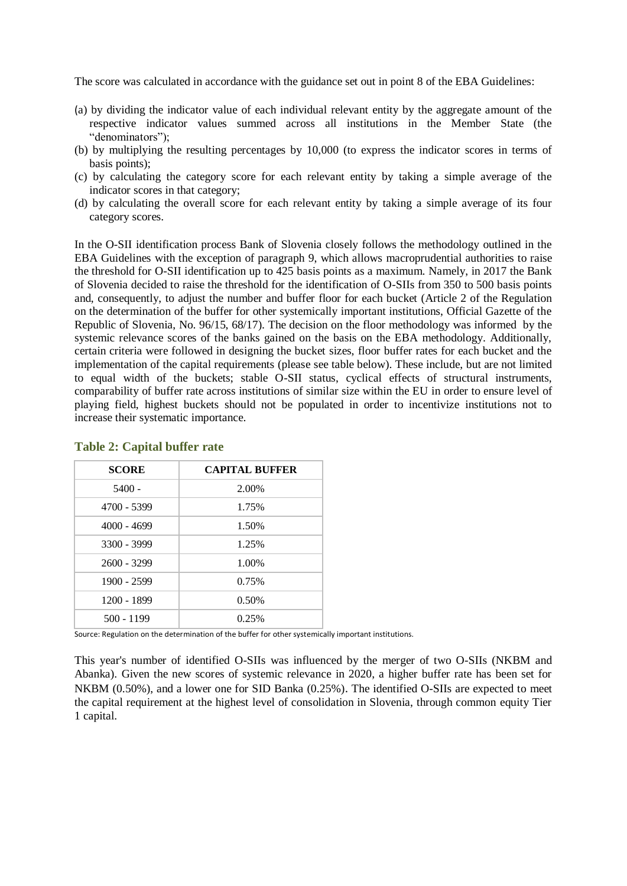The score was calculated in accordance with the guidance set out in point 8 of the EBA Guidelines:

(a) by dividing the indicator value of each individual relevant entity by the aggregate amount of the respective indicator values summed across all institutions in the Member State (the "denominators");
(b) by multiplying the resulting percentages by 10,000 (to express the indicator scores in terms of basis points);
(c) by calculating the category score for each relevant entity by taking a simple average of the indicator scores in that category;
(d) by calculating the overall score for each relevant entity by taking a simple average of its four category scores.

In the O-SII identification process Bank of Slovenia closely follows the methodology outlined in the EBA Guidelines with the exception of paragraph 9, which allows macroprudential authorities to raise the threshold for O-SII identification up to 425 basis points as a maximum. Namely, in 2017 the Bank of Slovenia decided to raise the threshold for the identification of O-SIIs from 350 to 500 basis points and, consequently, to adjust the number and buffer floor for each bucket (Article 2 of the Regulation on the determination of the buffer for other systemically important institutions, Official Gazette of the Republic of Slovenia, No. 96/15, 68/17). The decision on the floor methodology was informed by the systemic relevance scores of the banks gained on the basis on the EBA methodology. Additionally, certain criteria were followed in designing the bucket sizes, floor buffer rates for each bucket and the implementation of the capital requirements (please see table below). These include, but are not limited to equal width of the buckets; stable O-SII status, cyclical effects of structural instruments, comparability of buffer rate across institutions of similar size within the EU in order to ensure level of playing field, highest buckets should not be populated in order to incentivize institutions not to increase their systematic importance.

### Table 2: Capital buffer rate

| SCORE | CAPITAL BUFFER |
|---|---|
| 5400 - | 2.00% |
| 4700 - 5399 | 1.75% |
| 4000 - 4699 | 1.50% |
| 3300 - 3999 | 1.25% |
| 2600 - 3299 | 1.00% |
| 1900 - 2599 | 0.75% |
| 1200 - 1899 | 0.50% |
| 500 - 1199 | 0.25% |

Source: Regulation on the determination of the buffer for other systemically important institutions.

This year's number of identified O-SIIs was influenced by the merger of two O-SIIs (NKBM and Abanka). Given the new scores of systemic relevance in 2020, a higher buffer rate has been set for NKBM (0.50%), and a lower one for SID Banka (0.25%). The identified O-SIIs are expected to meet the capital requirement at the highest level of consolidation in Slovenia, through common equity Tier 1 capital.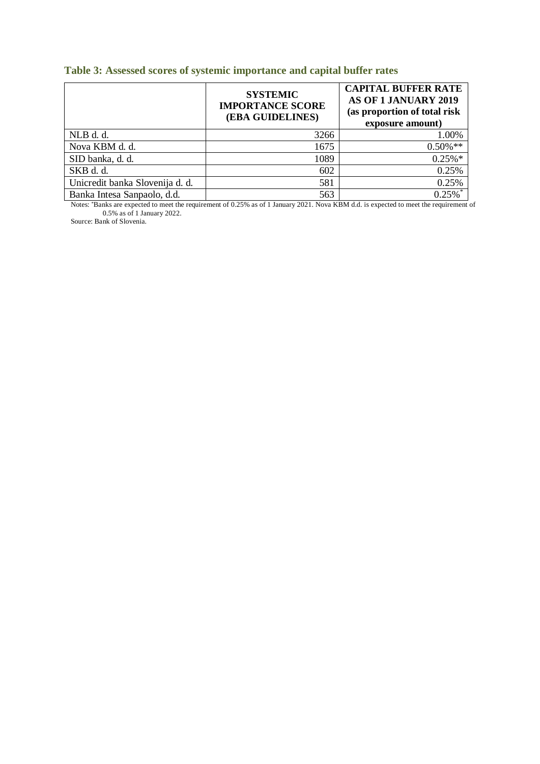### Table 3: Assessed scores of systemic importance and capital buffer rates

| | SYSTEMIC IMPORTANCE SCORE (EBA GUIDELINES) | CAPITAL BUFFER RATE AS OF 1 JANUARY 2019 (as proportion of total risk exposure amount) |
|---|---|---|
| NLB d. d. | 3266 | 1.00% |
| Nova KBM d. d. | 1675 | 0.50%** |
| SID banka, d. d. | 1089 | 0.25%* |
| SKB d. d. | 602 | 0.25% |
| Unicredit banka Slovenija d. d. | 581 | 0.25% |
| Banka Intesa Sanpaolo, d.d. | 563 | 0.25%* |

Notes: *Banks are expected to meet the requirement of 0.25% as of 1 January 2021. Nova KBM d.d. is expected to meet the requirement of 0.5% as of 1 January 2022.

Source: Bank of Slovenia.